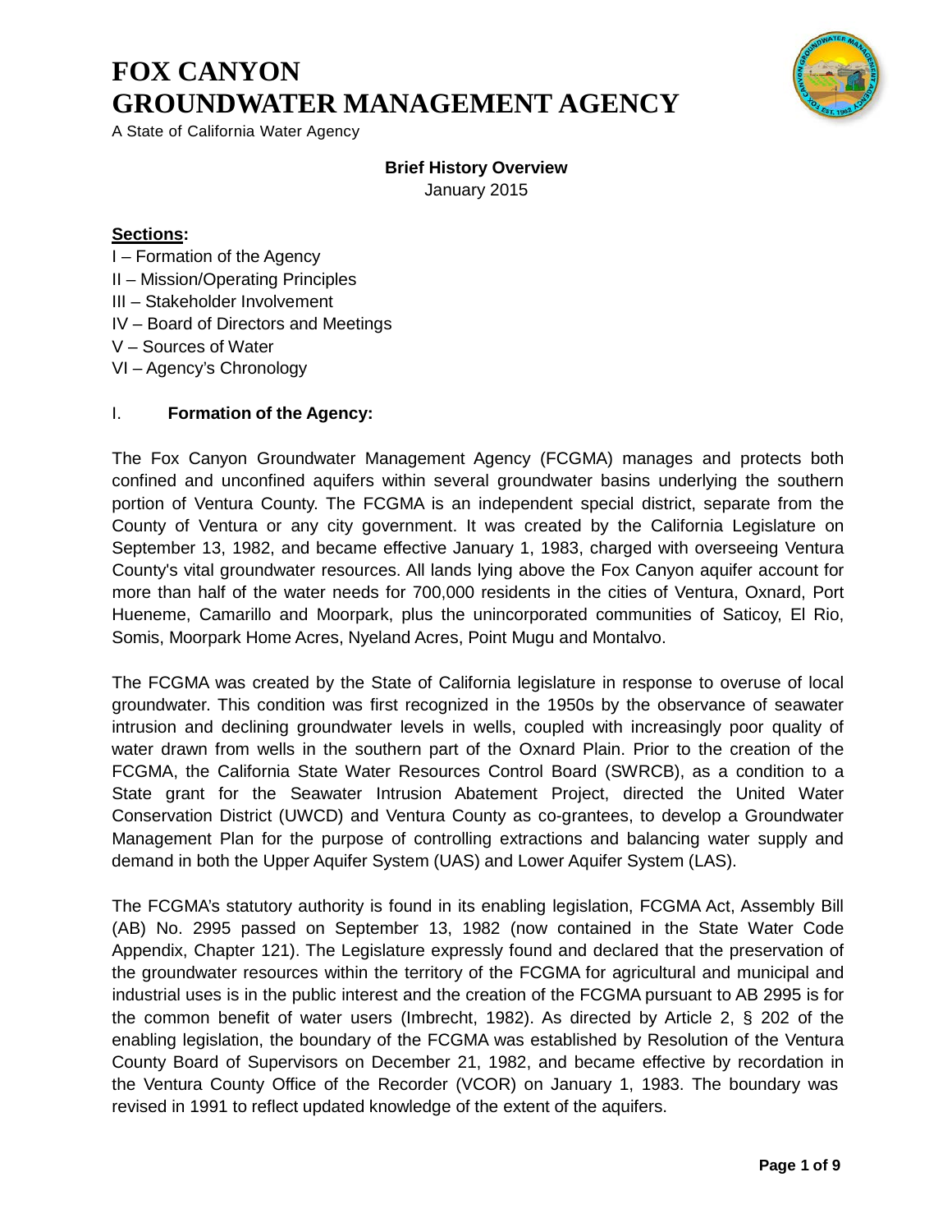# FOX CANYON GROUNDWATER MANAGEMENT AGENCY

A State of California Water Agency

**Brief History Overview**

January 2015

**Sections:**

I – Formation of the Agency
II – Mission/Operating Principles
III – Stakeholder Involvement
IV – Board of Directors and Meetings
V – Sources of Water
VI – Agency's Chronology

## I. Formation of the Agency:

The Fox Canyon Groundwater Management Agency (FCGMA) manages and protects both confined and unconfined aquifers within several groundwater basins underlying the southern portion of Ventura County. The FCGMA is an independent special district, separate from the County of Ventura or any city government. It was created by the California Legislature on September 13, 1982, and became effective January 1, 1983, charged with overseeing Ventura County's vital groundwater resources. All lands lying above the Fox Canyon aquifer account for more than half of the water needs for 700,000 residents in the cities of Ventura, Oxnard, Port Hueneme, Camarillo and Moorpark, plus the unincorporated communities of Saticoy, El Rio, Somis, Moorpark Home Acres, Nyeland Acres, Point Mugu and Montalvo.

The FCGMA was created by the State of California legislature in response to overuse of local groundwater. This condition was first recognized in the 1950s by the observance of seawater intrusion and declining groundwater levels in wells, coupled with increasingly poor quality of water drawn from wells in the southern part of the Oxnard Plain. Prior to the creation of the FCGMA, the California State Water Resources Control Board (SWRCB), as a condition to a State grant for the Seawater Intrusion Abatement Project, directed the United Water Conservation District (UWCD) and Ventura County as co-grantees, to develop a Groundwater Management Plan for the purpose of controlling extractions and balancing water supply and demand in both the Upper Aquifer System (UAS) and Lower Aquifer System (LAS).

The FCGMA's statutory authority is found in its enabling legislation, FCGMA Act, Assembly Bill (AB) No. 2995 passed on September 13, 1982 (now contained in the State Water Code Appendix, Chapter 121). The Legislature expressly found and declared that the preservation of the groundwater resources within the territory of the FCGMA for agricultural and municipal and industrial uses is in the public interest and the creation of the FCGMA pursuant to AB 2995 is for the common benefit of water users (Imbrecht, 1982). As directed by Article 2, § 202 of the enabling legislation, the boundary of the FCGMA was established by Resolution of the Ventura County Board of Supervisors on December 21, 1982, and became effective by recordation in the Ventura County Office of the Recorder (VCOR) on January 1, 1983. The boundary was revised in 1991 to reflect updated knowledge of the extent of the aquifers.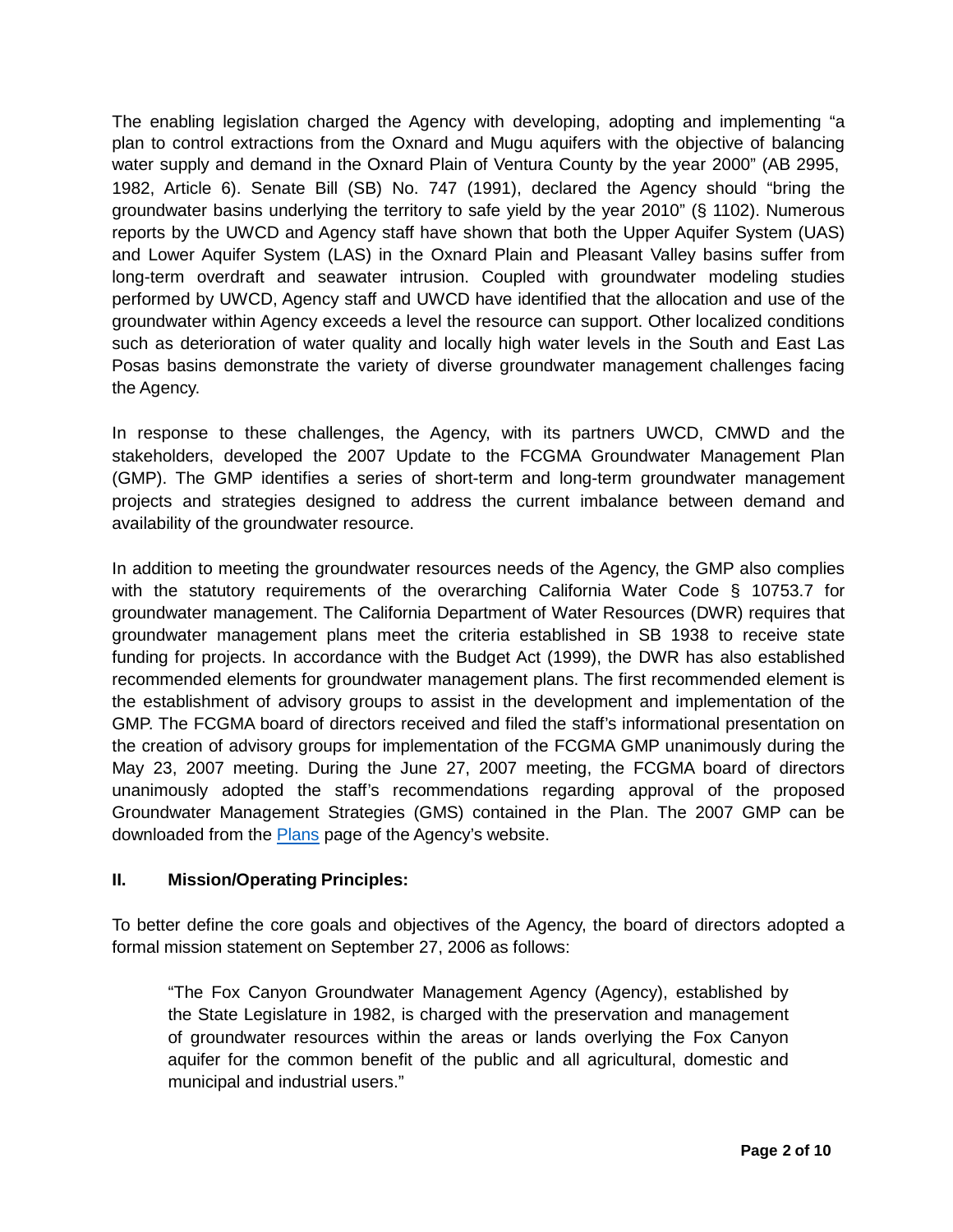The enabling legislation charged the Agency with developing, adopting and implementing "a plan to control extractions from the Oxnard and Mugu aquifers with the objective of balancing water supply and demand in the Oxnard Plain of Ventura County by the year 2000" (AB 2995, 1982, Article 6). Senate Bill (SB) No. 747 (1991), declared the Agency should "bring the groundwater basins underlying the territory to safe yield by the year 2010" (§ 1102). Numerous reports by the UWCD and Agency staff have shown that both the Upper Aquifer System (UAS) and Lower Aquifer System (LAS) in the Oxnard Plain and Pleasant Valley basins suffer from long-term overdraft and seawater intrusion. Coupled with groundwater modeling studies performed by UWCD, Agency staff and UWCD have identified that the allocation and use of the groundwater within Agency exceeds a level the resource can support. Other localized conditions such as deterioration of water quality and locally high water levels in the South and East Las Posas basins demonstrate the variety of diverse groundwater management challenges facing the Agency.

In response to these challenges, the Agency, with its partners UWCD, CMWD and the stakeholders, developed the 2007 Update to the FCGMA Groundwater Management Plan (GMP). The GMP identifies a series of short-term and long-term groundwater management projects and strategies designed to address the current imbalance between demand and availability of the groundwater resource.

In addition to meeting the groundwater resources needs of the Agency, the GMP also complies with the statutory requirements of the overarching California Water Code § 10753.7 for groundwater management. The California Department of Water Resources (DWR) requires that groundwater management plans meet the criteria established in SB 1938 to receive state funding for projects. In accordance with the Budget Act (1999), the DWR has also established recommended elements for groundwater management plans. The first recommended element is the establishment of advisory groups to assist in the development and implementation of the GMP. The FCGMA board of directors received and filed the staff's informational presentation on the creation of advisory groups for implementation of the FCGMA GMP unanimously during the May 23, 2007 meeting. During the June 27, 2007 meeting, the FCGMA board of directors unanimously adopted the staff's recommendations regarding approval of the proposed Groundwater Management Strategies (GMS) contained in the Plan. The 2007 GMP can be downloaded from the Plans page of the Agency's website.

## II. Mission/Operating Principles:

To better define the core goals and objectives of the Agency, the board of directors adopted a formal mission statement on September 27, 2006 as follows:

> "The Fox Canyon Groundwater Management Agency (Agency), established by the State Legislature in 1982, is charged with the preservation and management of groundwater resources within the areas or lands overlying the Fox Canyon aquifer for the common benefit of the public and all agricultural, domestic and municipal and industrial users."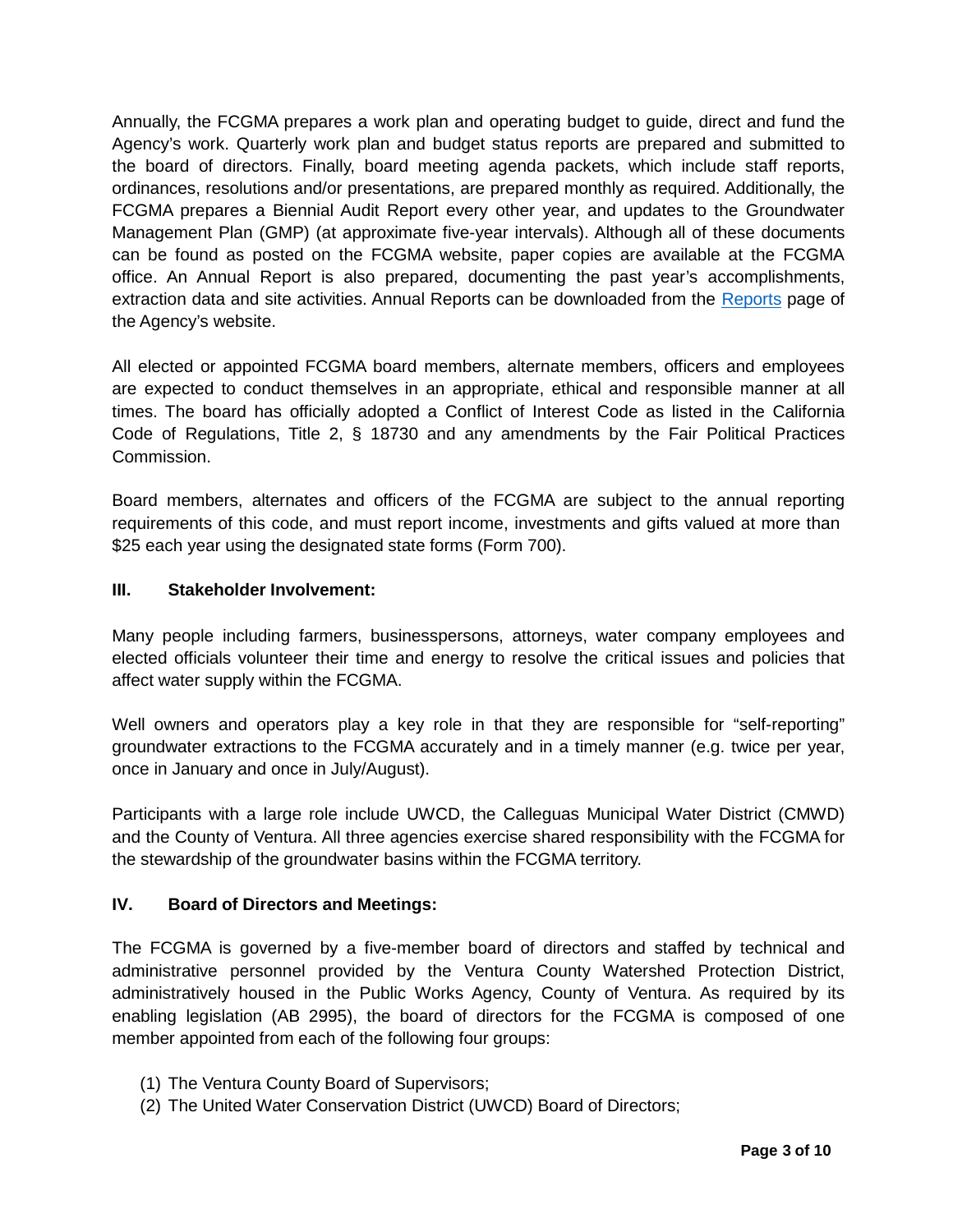Annually, the FCGMA prepares a work plan and operating budget to guide, direct and fund the Agency's work. Quarterly work plan and budget status reports are prepared and submitted to the board of directors. Finally, board meeting agenda packets, which include staff reports, ordinances, resolutions and/or presentations, are prepared monthly as required. Additionally, the FCGMA prepares a Biennial Audit Report every other year, and updates to the Groundwater Management Plan (GMP) (at approximate five-year intervals). Although all of these documents can be found as posted on the FCGMA website, paper copies are available at the FCGMA office. An Annual Report is also prepared, documenting the past year's accomplishments, extraction data and site activities. Annual Reports can be downloaded from the Reports page of the Agency's website.

All elected or appointed FCGMA board members, alternate members, officers and employees are expected to conduct themselves in an appropriate, ethical and responsible manner at all times. The board has officially adopted a Conflict of Interest Code as listed in the California Code of Regulations, Title 2, § 18730 and any amendments by the Fair Political Practices Commission.

Board members, alternates and officers of the FCGMA are subject to the annual reporting requirements of this code, and must report income, investments and gifts valued at more than $25 each year using the designated state forms (Form 700).

## III. Stakeholder Involvement:

Many people including farmers, businesspersons, attorneys, water company employees and elected officials volunteer their time and energy to resolve the critical issues and policies that affect water supply within the FCGMA.

Well owners and operators play a key role in that they are responsible for "self-reporting" groundwater extractions to the FCGMA accurately and in a timely manner (e.g. twice per year, once in January and once in July/August).

Participants with a large role include UWCD, the Calleguas Municipal Water District (CMWD) and the County of Ventura. All three agencies exercise shared responsibility with the FCGMA for the stewardship of the groundwater basins within the FCGMA territory.

## IV. Board of Directors and Meetings:

The FCGMA is governed by a five-member board of directors and staffed by technical and administrative personnel provided by the Ventura County Watershed Protection District, administratively housed in the Public Works Agency, County of Ventura. As required by its enabling legislation (AB 2995), the board of directors for the FCGMA is composed of one member appointed from each of the following four groups:

(1) The Ventura County Board of Supervisors;
(2) The United Water Conservation District (UWCD) Board of Directors;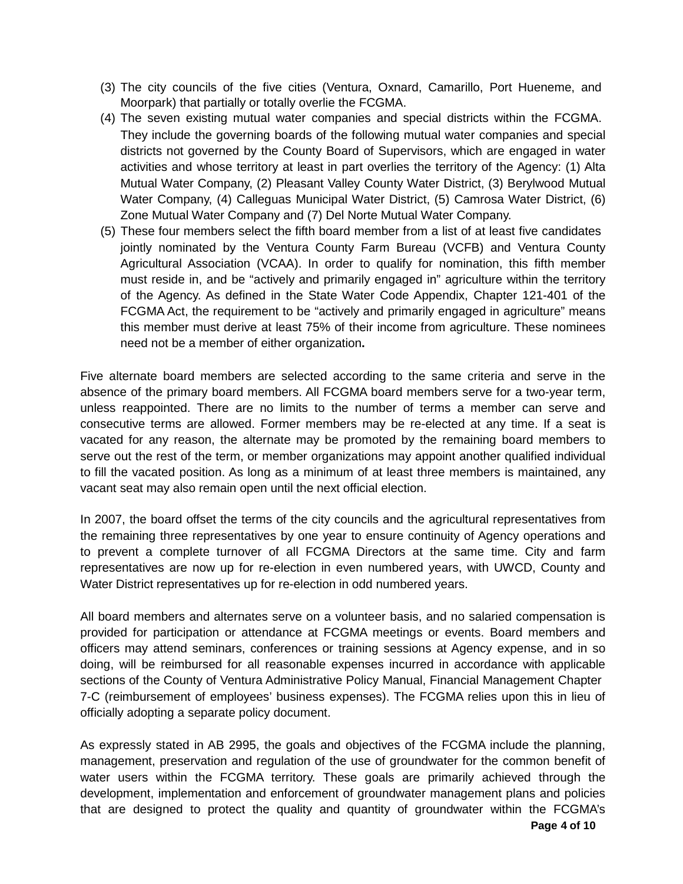(3) The city councils of the five cities (Ventura, Oxnard, Camarillo, Port Hueneme, and Moorpark) that partially or totally overlie the FCGMA.

(4) The seven existing mutual water companies and special districts within the FCGMA. They include the governing boards of the following mutual water companies and special districts not governed by the County Board of Supervisors, which are engaged in water activities and whose territory at least in part overlies the territory of the Agency: (1) Alta Mutual Water Company, (2) Pleasant Valley County Water District, (3) Berylwood Mutual Water Company, (4) Calleguas Municipal Water District, (5) Camrosa Water District, (6) Zone Mutual Water Company and (7) Del Norte Mutual Water Company.

(5) These four members select the fifth board member from a list of at least five candidates jointly nominated by the Ventura County Farm Bureau (VCFB) and Ventura County Agricultural Association (VCAA). In order to qualify for nomination, this fifth member must reside in, and be "actively and primarily engaged in" agriculture within the territory of the Agency. As defined in the State Water Code Appendix, Chapter 121-401 of the FCGMA Act, the requirement to be "actively and primarily engaged in agriculture" means this member must derive at least 75% of their income from agriculture. These nominees need not be a member of either organization**.**

Five alternate board members are selected according to the same criteria and serve in the absence of the primary board members. All FCGMA board members serve for a two-year term, unless reappointed. There are no limits to the number of terms a member can serve and consecutive terms are allowed. Former members may be re-elected at any time. If a seat is vacated for any reason, the alternate may be promoted by the remaining board members to serve out the rest of the term, or member organizations may appoint another qualified individual to fill the vacated position. As long as a minimum of at least three members is maintained, any vacant seat may also remain open until the next official election.

In 2007, the board offset the terms of the city councils and the agricultural representatives from the remaining three representatives by one year to ensure continuity of Agency operations and to prevent a complete turnover of all FCGMA Directors at the same time. City and farm representatives are now up for re-election in even numbered years, with UWCD, County and Water District representatives up for re-election in odd numbered years.

All board members and alternates serve on a volunteer basis, and no salaried compensation is provided for participation or attendance at FCGMA meetings or events. Board members and officers may attend seminars, conferences or training sessions at Agency expense, and in so doing, will be reimbursed for all reasonable expenses incurred in accordance with applicable sections of the County of Ventura Administrative Policy Manual, Financial Management Chapter 7-C (reimbursement of employees' business expenses). The FCGMA relies upon this in lieu of officially adopting a separate policy document.

As expressly stated in AB 2995, the goals and objectives of the FCGMA include the planning, management, preservation and regulation of the use of groundwater for the common benefit of water users within the FCGMA territory. These goals are primarily achieved through the development, implementation and enforcement of groundwater management plans and policies that are designed to protect the quality and quantity of groundwater within the FCGMA's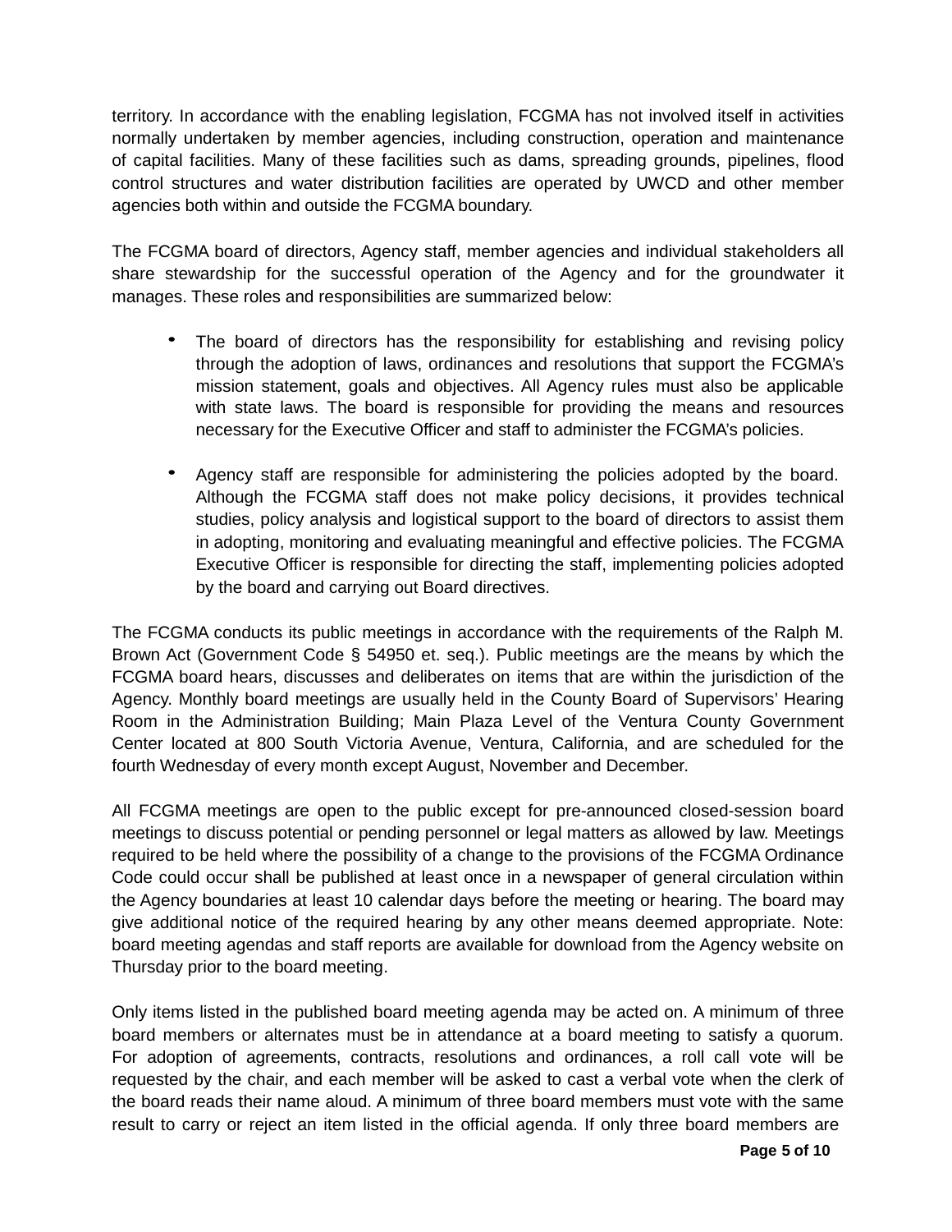territory. In accordance with the enabling legislation, FCGMA has not involved itself in activities normally undertaken by member agencies, including construction, operation and maintenance of capital facilities. Many of these facilities such as dams, spreading grounds, pipelines, flood control structures and water distribution facilities are operated by UWCD and other member agencies both within and outside the FCGMA boundary.

The FCGMA board of directors, Agency staff, member agencies and individual stakeholders all share stewardship for the successful operation of the Agency and for the groundwater it manages. These roles and responsibilities are summarized below:

- The board of directors has the responsibility for establishing and revising policy through the adoption of laws, ordinances and resolutions that support the FCGMA's mission statement, goals and objectives. All Agency rules must also be applicable with state laws. The board is responsible for providing the means and resources necessary for the Executive Officer and staff to administer the FCGMA's policies.

- Agency staff are responsible for administering the policies adopted by the board. Although the FCGMA staff does not make policy decisions, it provides technical studies, policy analysis and logistical support to the board of directors to assist them in adopting, monitoring and evaluating meaningful and effective policies. The FCGMA Executive Officer is responsible for directing the staff, implementing policies adopted by the board and carrying out Board directives.

The FCGMA conducts its public meetings in accordance with the requirements of the Ralph M. Brown Act (Government Code § 54950 et. seq.). Public meetings are the means by which the FCGMA board hears, discusses and deliberates on items that are within the jurisdiction of the Agency. Monthly board meetings are usually held in the County Board of Supervisors' Hearing Room in the Administration Building; Main Plaza Level of the Ventura County Government Center located at 800 South Victoria Avenue, Ventura, California, and are scheduled for the fourth Wednesday of every month except August, November and December.

All FCGMA meetings are open to the public except for pre-announced closed-session board meetings to discuss potential or pending personnel or legal matters as allowed by law. Meetings required to be held where the possibility of a change to the provisions of the FCGMA Ordinance Code could occur shall be published at least once in a newspaper of general circulation within the Agency boundaries at least 10 calendar days before the meeting or hearing. The board may give additional notice of the required hearing by any other means deemed appropriate. Note: board meeting agendas and staff reports are available for download from the Agency website on Thursday prior to the board meeting.

Only items listed in the published board meeting agenda may be acted on. A minimum of three board members or alternates must be in attendance at a board meeting to satisfy a quorum. For adoption of agreements, contracts, resolutions and ordinances, a roll call vote will be requested by the chair, and each member will be asked to cast a verbal vote when the clerk of the board reads their name aloud. A minimum of three board members must vote with the same result to carry or reject an item listed in the official agenda. If only three board members are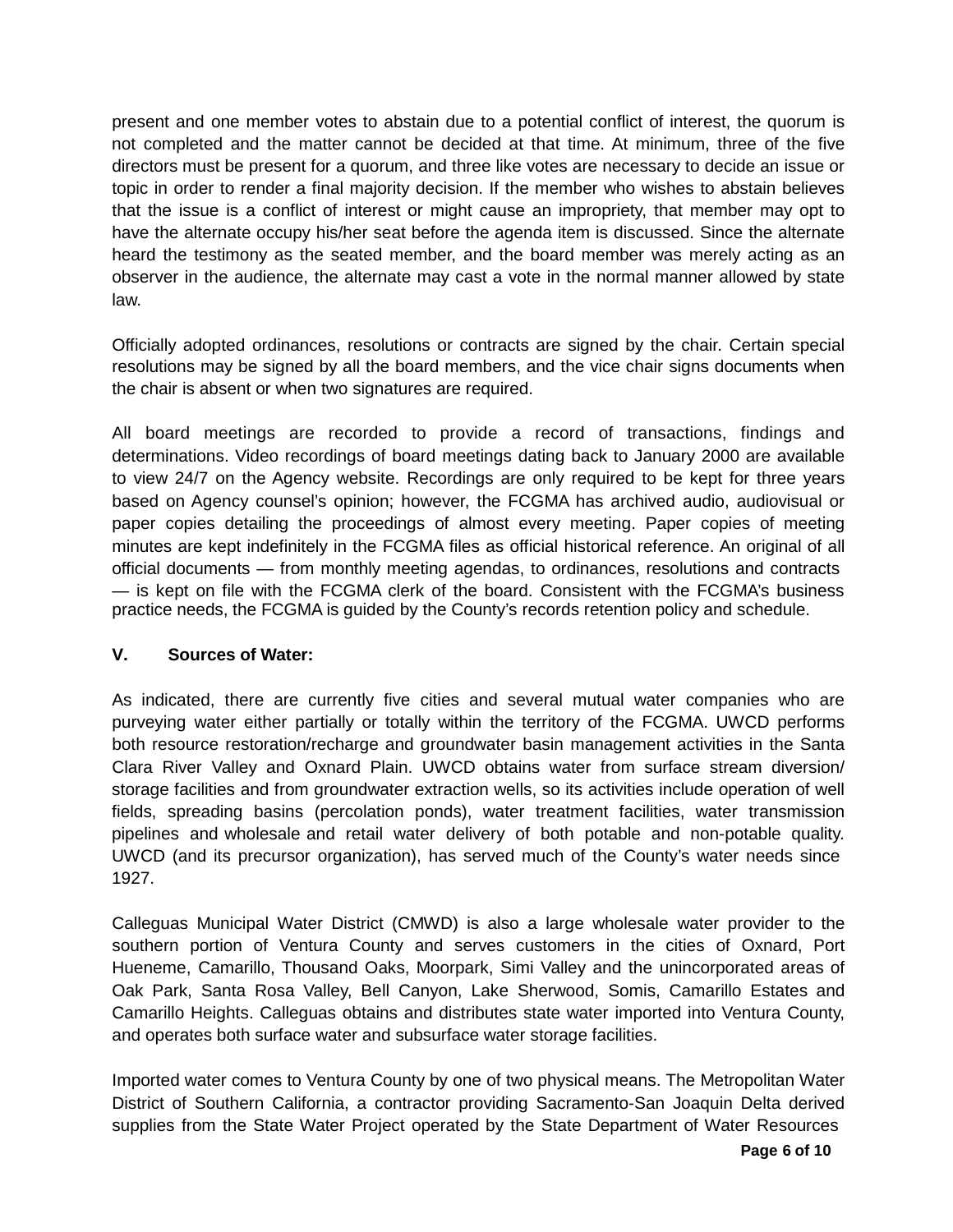present and one member votes to abstain due to a potential conflict of interest, the quorum is not completed and the matter cannot be decided at that time. At minimum, three of the five directors must be present for a quorum, and three like votes are necessary to decide an issue or topic in order to render a final majority decision. If the member who wishes to abstain believes that the issue is a conflict of interest or might cause an impropriety, that member may opt to have the alternate occupy his/her seat before the agenda item is discussed. Since the alternate heard the testimony as the seated member, and the board member was merely acting as an observer in the audience, the alternate may cast a vote in the normal manner allowed by state law.

Officially adopted ordinances, resolutions or contracts are signed by the chair. Certain special resolutions may be signed by all the board members, and the vice chair signs documents when the chair is absent or when two signatures are required.

All board meetings are recorded to provide a record of transactions, findings and determinations. Video recordings of board meetings dating back to January 2000 are available to view 24/7 on the Agency website. Recordings are only required to be kept for three years based on Agency counsel's opinion; however, the FCGMA has archived audio, audiovisual or paper copies detailing the proceedings of almost every meeting. Paper copies of meeting minutes are kept indefinitely in the FCGMA files as official historical reference. An original of all official documents — from monthly meeting agendas, to ordinances, resolutions and contracts — is kept on file with the FCGMA clerk of the board. Consistent with the FCGMA's business practice needs, the FCGMA is guided by the County's records retention policy and schedule.

## V. Sources of Water:

As indicated, there are currently five cities and several mutual water companies who are purveying water either partially or totally within the territory of the FCGMA. UWCD performs both resource restoration/recharge and groundwater basin management activities in the Santa Clara River Valley and Oxnard Plain. UWCD obtains water from surface stream diversion/ storage facilities and from groundwater extraction wells, so its activities include operation of well fields, spreading basins (percolation ponds), water treatment facilities, water transmission pipelines and wholesale and retail water delivery of both potable and non-potable quality. UWCD (and its precursor organization), has served much of the County's water needs since 1927.

Calleguas Municipal Water District (CMWD) is also a large wholesale water provider to the southern portion of Ventura County and serves customers in the cities of Oxnard, Port Hueneme, Camarillo, Thousand Oaks, Moorpark, Simi Valley and the unincorporated areas of Oak Park, Santa Rosa Valley, Bell Canyon, Lake Sherwood, Somis, Camarillo Estates and Camarillo Heights. Calleguas obtains and distributes state water imported into Ventura County, and operates both surface water and subsurface water storage facilities.

Imported water comes to Ventura County by one of two physical means. The Metropolitan Water District of Southern California, a contractor providing Sacramento-San Joaquin Delta derived supplies from the State Water Project operated by the State Department of Water Resources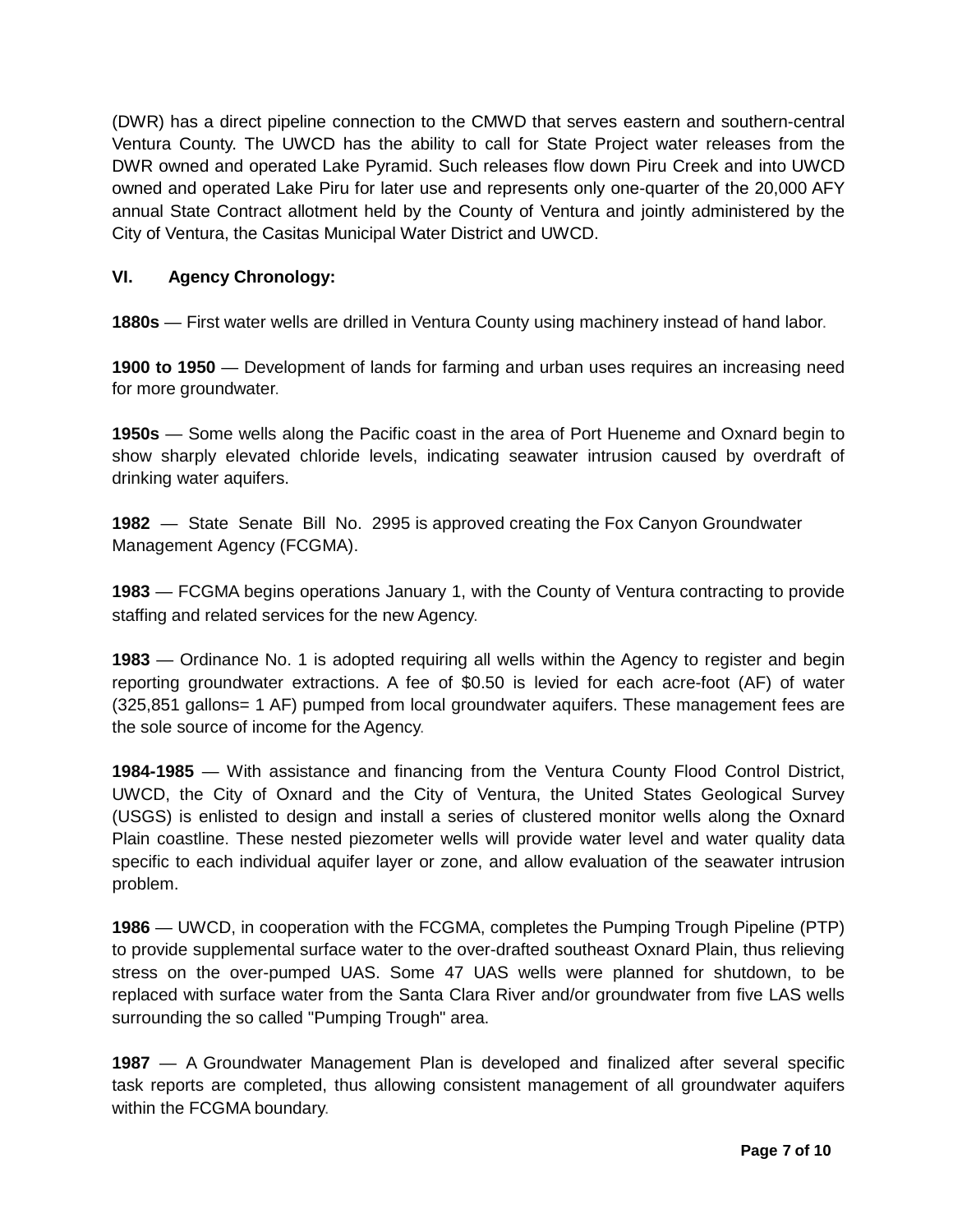(DWR) has a direct pipeline connection to the CMWD that serves eastern and southern-central Ventura County. The UWCD has the ability to call for State Project water releases from the DWR owned and operated Lake Pyramid. Such releases flow down Piru Creek and into UWCD owned and operated Lake Piru for later use and represents only one-quarter of the 20,000 AFY annual State Contract allotment held by the County of Ventura and jointly administered by the City of Ventura, the Casitas Municipal Water District and UWCD.

## VI. Agency Chronology:

**1880s** — First water wells are drilled in Ventura County using machinery instead of hand labor.

**1900 to 1950** — Development of lands for farming and urban uses requires an increasing need for more groundwater.

**1950s** — Some wells along the Pacific coast in the area of Port Hueneme and Oxnard begin to show sharply elevated chloride levels, indicating seawater intrusion caused by overdraft of drinking water aquifers.

**1982** — State Senate Bill No. 2995 is approved creating the Fox Canyon Groundwater Management Agency (FCGMA).

**1983** — FCGMA begins operations January 1, with the County of Ventura contracting to provide staffing and related services for the new Agency.

**1983** — Ordinance No. 1 is adopted requiring all wells within the Agency to register and begin reporting groundwater extractions. A fee of $0.50 is levied for each acre-foot (AF) of water (325,851 gallons= 1 AF) pumped from local groundwater aquifers. These management fees are the sole source of income for the Agency.

**1984-1985** — With assistance and financing from the Ventura County Flood Control District, UWCD, the City of Oxnard and the City of Ventura, the United States Geological Survey (USGS) is enlisted to design and install a series of clustered monitor wells along the Oxnard Plain coastline. These nested piezometer wells will provide water level and water quality data specific to each individual aquifer layer or zone, and allow evaluation of the seawater intrusion problem.

**1986** — UWCD, in cooperation with the FCGMA, completes the Pumping Trough Pipeline (PTP) to provide supplemental surface water to the over-drafted southeast Oxnard Plain, thus relieving stress on the over-pumped UAS. Some 47 UAS wells were planned for shutdown, to be replaced with surface water from the Santa Clara River and/or groundwater from five LAS wells surrounding the so called "Pumping Trough" area.

**1987** — A Groundwater Management Plan is developed and finalized after several specific task reports are completed, thus allowing consistent management of all groundwater aquifers within the FCGMA boundary.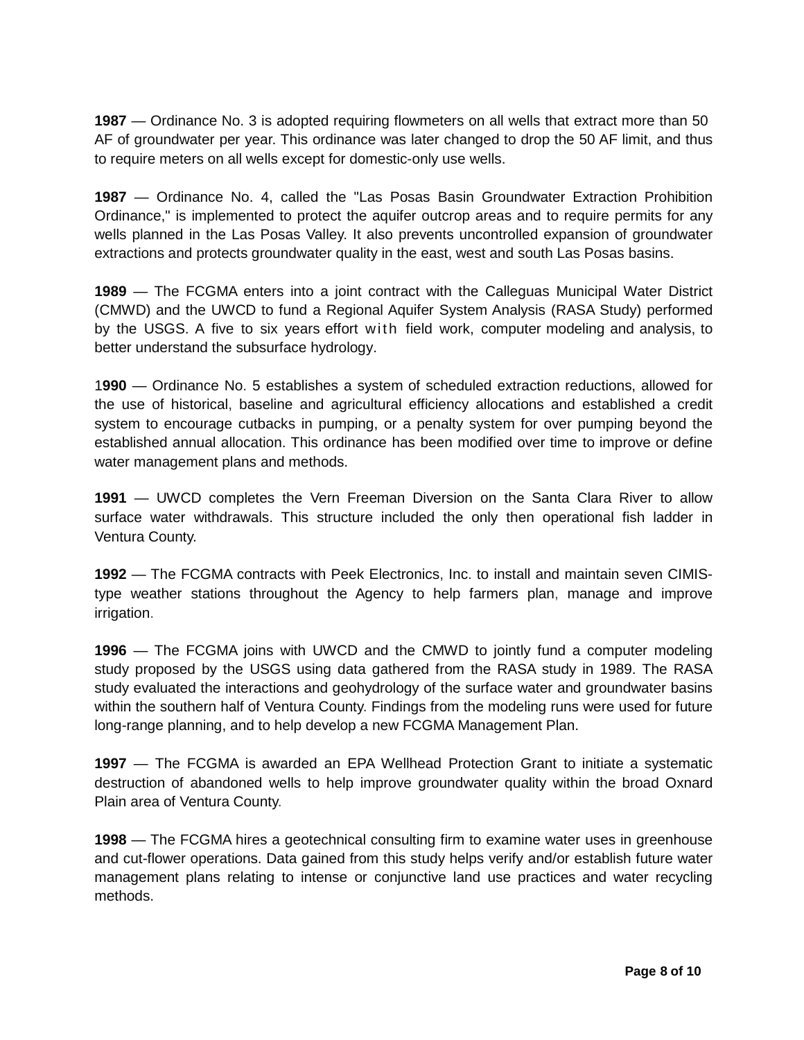**1987** — Ordinance No. 3 is adopted requiring flowmeters on all wells that extract more than 50 AF of groundwater per year. This ordinance was later changed to drop the 50 AF limit, and thus to require meters on all wells except for domestic-only use wells.

**1987** — Ordinance No. 4, called the "Las Posas Basin Groundwater Extraction Prohibition Ordinance," is implemented to protect the aquifer outcrop areas and to require permits for any wells planned in the Las Posas Valley. It also prevents uncontrolled expansion of groundwater extractions and protects groundwater quality in the east, west and south Las Posas basins.

**1989** — The FCGMA enters into a joint contract with the Calleguas Municipal Water District (CMWD) and the UWCD to fund a Regional Aquifer System Analysis (RASA Study) performed by the USGS. A five to six years effort with field work, computer modeling and analysis, to better understand the subsurface hydrology.

1**990** — Ordinance No. 5 establishes a system of scheduled extraction reductions, allowed for the use of historical, baseline and agricultural efficiency allocations and established a credit system to encourage cutbacks in pumping, or a penalty system for over pumping beyond the established annual allocation. This ordinance has been modified over time to improve or define water management plans and methods.

**1991** — UWCD completes the Vern Freeman Diversion on the Santa Clara River to allow surface water withdrawals. This structure included the only then operational fish ladder in Ventura County.

**1992** — The FCGMA contracts with Peek Electronics, Inc. to install and maintain seven CIMIS-type weather stations throughout the Agency to help farmers plan, manage and improve irrigation.

**1996** — The FCGMA joins with UWCD and the CMWD to jointly fund a computer modeling study proposed by the USGS using data gathered from the RASA study in 1989. The RASA study evaluated the interactions and geohydrology of the surface water and groundwater basins within the southern half of Ventura County. Findings from the modeling runs were used for future long-range planning, and to help develop a new FCGMA Management Plan.

**1997** — The FCGMA is awarded an EPA Wellhead Protection Grant to initiate a systematic destruction of abandoned wells to help improve groundwater quality within the broad Oxnard Plain area of Ventura County.

**1998** — The FCGMA hires a geotechnical consulting firm to examine water uses in greenhouse and cut-flower operations. Data gained from this study helps verify and/or establish future water management plans relating to intense or conjunctive land use practices and water recycling methods.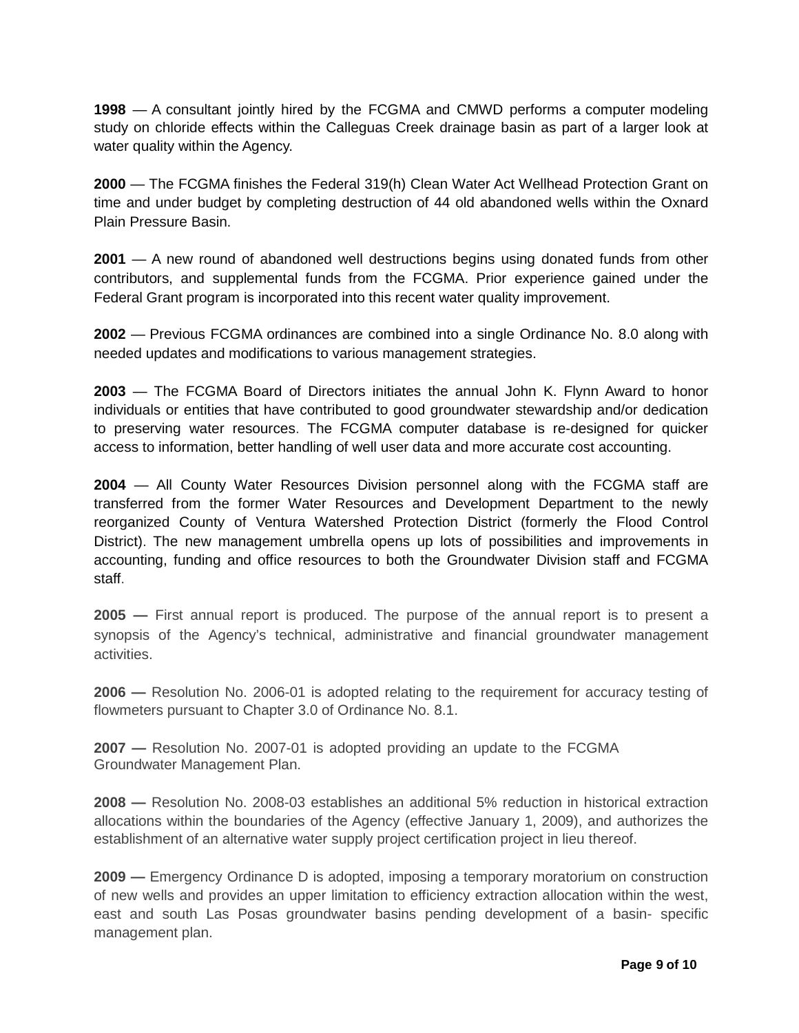**1998** — A consultant jointly hired by the FCGMA and CMWD performs a computer modeling study on chloride effects within the Calleguas Creek drainage basin as part of a larger look at water quality within the Agency.

**2000** — The FCGMA finishes the Federal 319(h) Clean Water Act Wellhead Protection Grant on time and under budget by completing destruction of 44 old abandoned wells within the Oxnard Plain Pressure Basin.

**2001** — A new round of abandoned well destructions begins using donated funds from other contributors, and supplemental funds from the FCGMA. Prior experience gained under the Federal Grant program is incorporated into this recent water quality improvement.

**2002** — Previous FCGMA ordinances are combined into a single Ordinance No. 8.0 along with needed updates and modifications to various management strategies.

**2003** — The FCGMA Board of Directors initiates the annual John K. Flynn Award to honor individuals or entities that have contributed to good groundwater stewardship and/or dedication to preserving water resources. The FCGMA computer database is re-designed for quicker access to information, better handling of well user data and more accurate cost accounting.

**2004** — All County Water Resources Division personnel along with the FCGMA staff are transferred from the former Water Resources and Development Department to the newly reorganized County of Ventura Watershed Protection District (formerly the Flood Control District). The new management umbrella opens up lots of possibilities and improvements in accounting, funding and office resources to both the Groundwater Division staff and FCGMA staff.

**2005 —** First annual report is produced. The purpose of the annual report is to present a synopsis of the Agency's technical, administrative and financial groundwater management activities.

**2006 —** Resolution No. 2006-01 is adopted relating to the requirement for accuracy testing of flowmeters pursuant to Chapter 3.0 of Ordinance No. 8.1.

**2007 —** Resolution No. 2007-01 is adopted providing an update to the FCGMA Groundwater Management Plan.

**2008 —** Resolution No. 2008-03 establishes an additional 5% reduction in historical extraction allocations within the boundaries of the Agency (effective January 1, 2009), and authorizes the establishment of an alternative water supply project certification project in lieu thereof.

**2009 —** Emergency Ordinance D is adopted, imposing a temporary moratorium on construction of new wells and provides an upper limitation to efficiency extraction allocation within the west, east and south Las Posas groundwater basins pending development of a basin- specific management plan.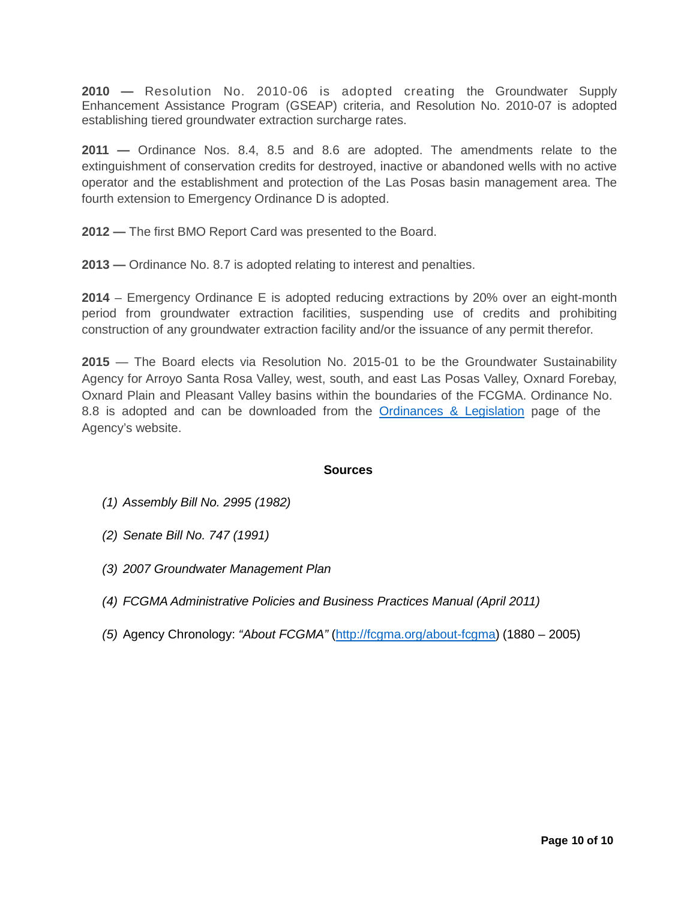**2010 —** Resolution No. 2010-06 is adopted creating the Groundwater Supply Enhancement Assistance Program (GSEAP) criteria, and Resolution No. 2010-07 is adopted establishing tiered groundwater extraction surcharge rates.

**2011 —** Ordinance Nos. 8.4, 8.5 and 8.6 are adopted. The amendments relate to the extinguishment of conservation credits for destroyed, inactive or abandoned wells with no active operator and the establishment and protection of the Las Posas basin management area. The fourth extension to Emergency Ordinance D is adopted.

**2012 —** The first BMO Report Card was presented to the Board.

**2013 —** Ordinance No. 8.7 is adopted relating to interest and penalties.

**2014** – Emergency Ordinance E is adopted reducing extractions by 20% over an eight-month period from groundwater extraction facilities, suspending use of credits and prohibiting construction of any groundwater extraction facility and/or the issuance of any permit therefor.

**2015** — The Board elects via Resolution No. 2015-01 to be the Groundwater Sustainability Agency for Arroyo Santa Rosa Valley, west, south, and east Las Posas Valley, Oxnard Forebay, Oxnard Plain and Pleasant Valley basins within the boundaries of the FCGMA. Ordinance No. 8.8 is adopted and can be downloaded from the Ordinances & Legislation page of the Agency's website.

**Sources**

*(1) Assembly Bill No. 2995 (1982)*

*(2) Senate Bill No. 747 (1991)*

*(3) 2007 Groundwater Management Plan*

*(4) FCGMA Administrative Policies and Business Practices Manual (April 2011)*

*(5)* Agency Chronology: *"About FCGMA"* (http://fcgma.org/about-fcgma) (1880 – 2005)